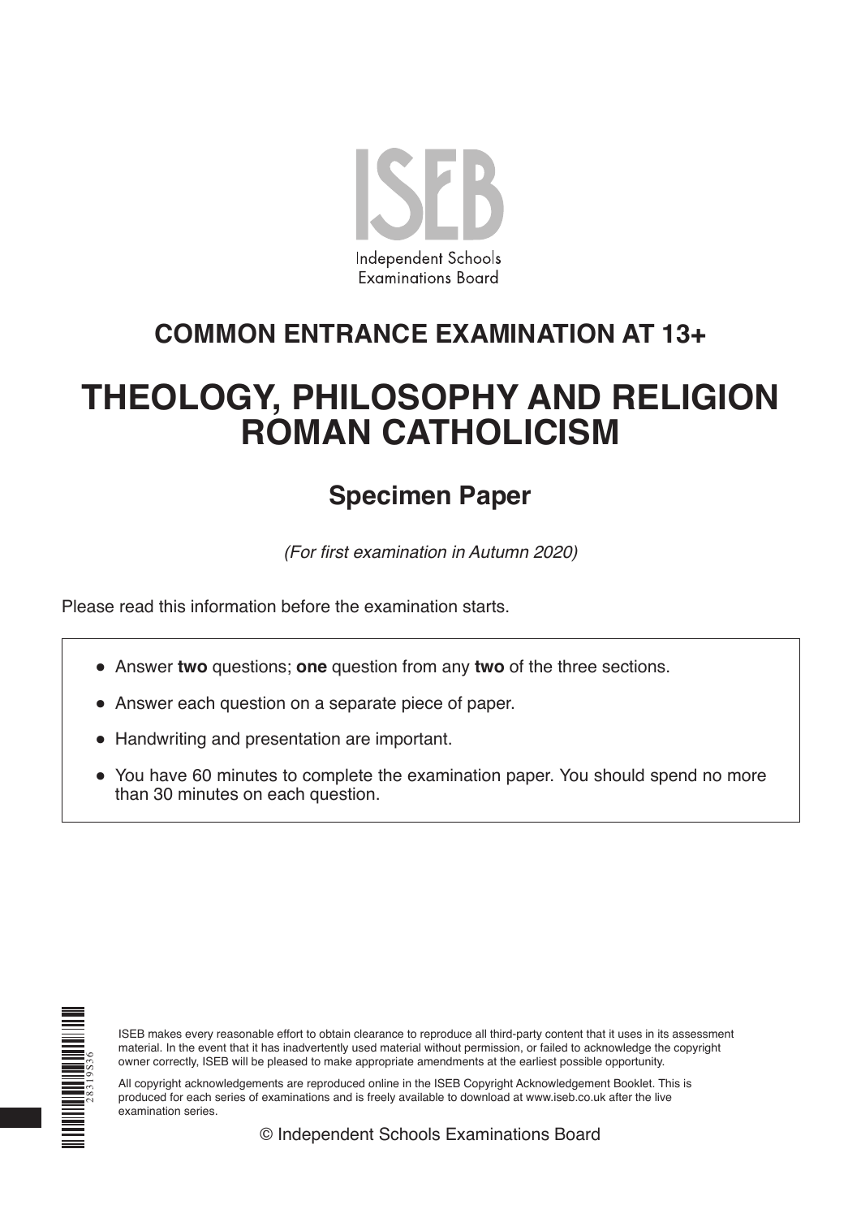ISEB

Independent Schools Examinations Board

## COMMON ENTRANCE EXAMINATION AT 13+

# THEOLOGY, PHILOSOPHY AND RELIGION ROMAN CATHOLICISM

## Specimen Paper

*(For first examination in Autumn 2020)*

Please read this information before the examination starts.

- Answer **two** questions; **one** question from any **two** of the three sections.
- Answer each question on a separate piece of paper.
- Handwriting and presentation are important.
- You have 60 minutes to complete the examination paper. You should spend no more than 30 minutes on each question.

ISEB makes every reasonable effort to obtain clearance to reproduce all third-party content that it uses in its assessment material. In the event that it has inadvertently used material without permission, or failed to acknowledge the copyright owner correctly, ISEB will be pleased to make appropriate amendments at the earliest possible opportunity.

All copyright acknowledgements are reproduced online in the ISEB Copyright Acknowledgement Booklet. This is produced for each series of examinations and is freely available to download at www.iseb.co.uk after the live examination series.

© Independent Schools Examinations Board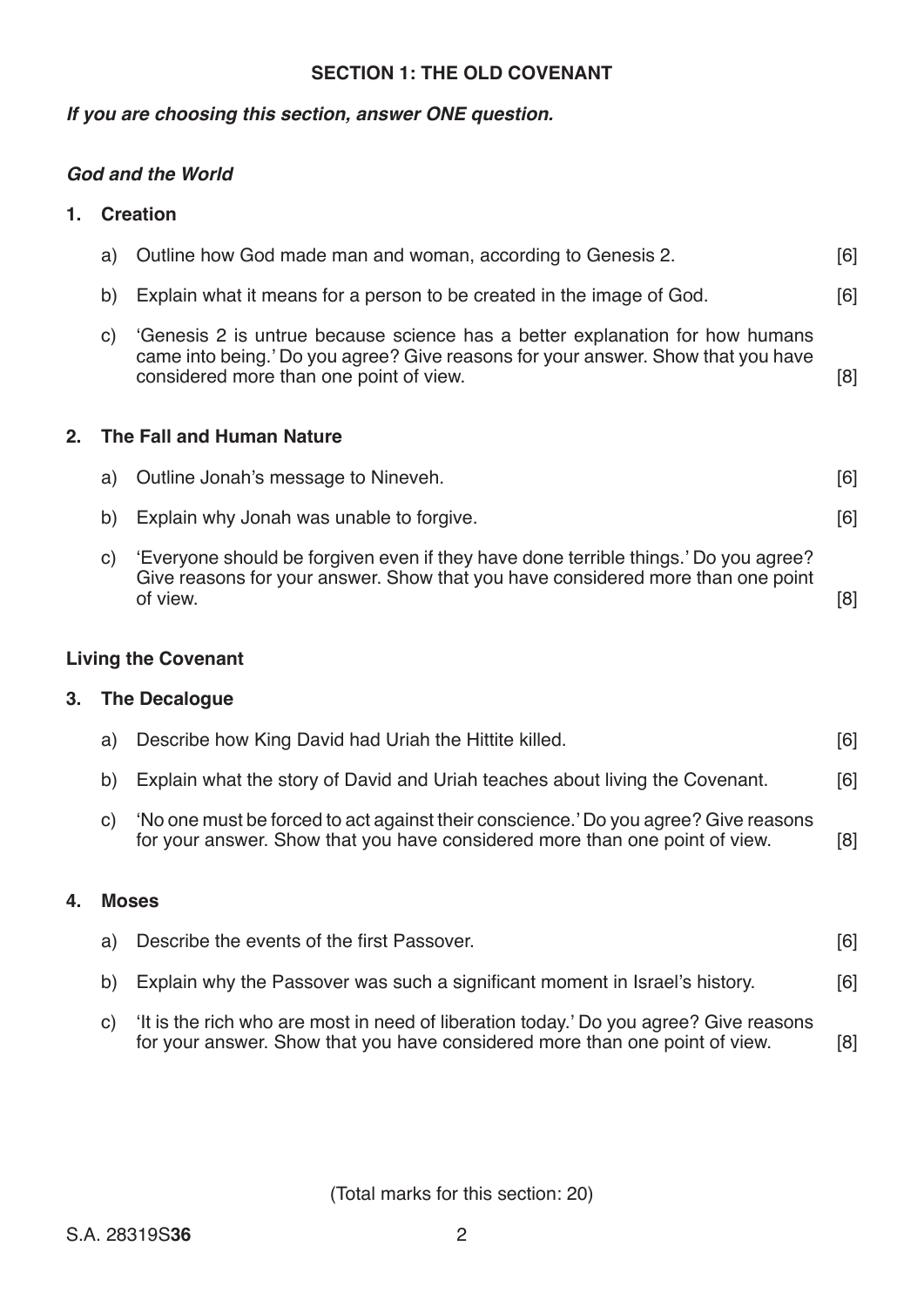## SECTION 1: THE OLD COVENANT

***If you are choosing this section, answer ONE question.***

### *God and the World*

**1. Creation**

a) Outline how God made man and woman, according to Genesis 2. [6]

b) Explain what it means for a person to be created in the image of God. [6]

c) 'Genesis 2 is untrue because science has a better explanation for how humans came into being.' Do you agree? Give reasons for your answer. Show that you have considered more than one point of view. [8]

**2. The Fall and Human Nature**

a) Outline Jonah's message to Nineveh. [6]

b) Explain why Jonah was unable to forgive. [6]

c) 'Everyone should be forgiven even if they have done terrible things.' Do you agree? Give reasons for your answer. Show that you have considered more than one point of view. [8]

### Living the Covenant

**3. The Decalogue**

a) Describe how King David had Uriah the Hittite killed. [6]

b) Explain what the story of David and Uriah teaches about living the Covenant. [6]

c) 'No one must be forced to act against their conscience.' Do you agree? Give reasons for your answer. Show that you have considered more than one point of view. [8]

**4. Moses**

a) Describe the events of the first Passover. [6]

b) Explain why the Passover was such a significant moment in Israel's history. [6]

c) 'It is the rich who are most in need of liberation today.' Do you agree? Give reasons for your answer. Show that you have considered more than one point of view. [8]

(Total marks for this section: 20)

S.A. 28319S**36**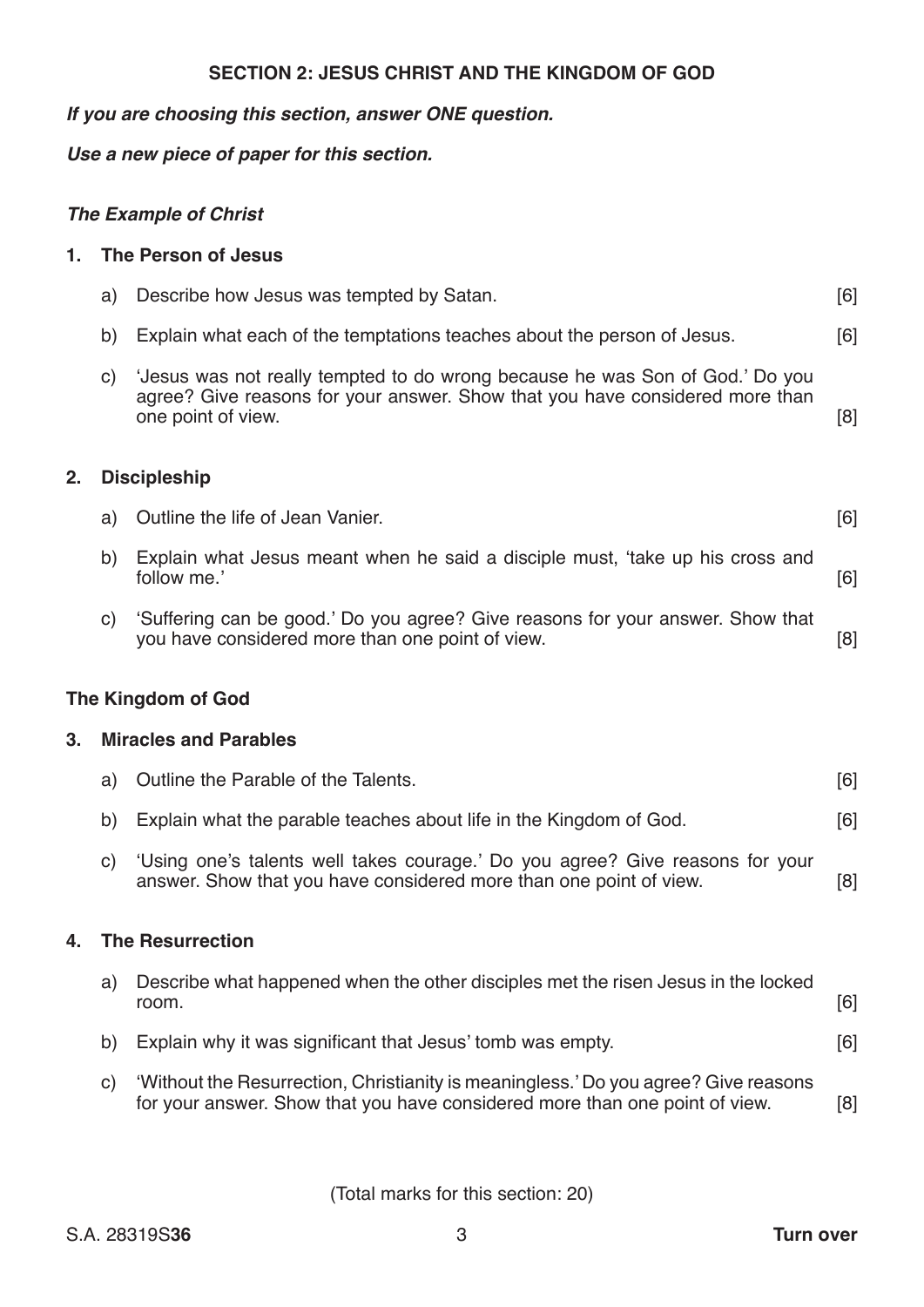## SECTION 2: JESUS CHRIST AND THE KINGDOM OF GOD

***If you are choosing this section, answer ONE question.***

***Use a new piece of paper for this section.***

### *The Example of Christ*

**1. The Person of Jesus**

a) Describe how Jesus was tempted by Satan. [6]

b) Explain what each of the temptations teaches about the person of Jesus. [6]

c) 'Jesus was not really tempted to do wrong because he was Son of God.' Do you agree? Give reasons for your answer. Show that you have considered more than one point of view. [8]

**2. Discipleship**

a) Outline the life of Jean Vanier. [6]

b) Explain what Jesus meant when he said a disciple must, 'take up his cross and follow me.' [6]

c) 'Suffering can be good.' Do you agree? Give reasons for your answer. Show that you have considered more than one point of view. [8]

### The Kingdom of God

**3. Miracles and Parables**

a) Outline the Parable of the Talents. [6]

b) Explain what the parable teaches about life in the Kingdom of God. [6]

c) 'Using one's talents well takes courage.' Do you agree? Give reasons for your answer. Show that you have considered more than one point of view. [8]

**4. The Resurrection**

a) Describe what happened when the other disciples met the risen Jesus in the locked room. [6]

b) Explain why it was significant that Jesus' tomb was empty. [6]

c) 'Without the Resurrection, Christianity is meaningless.' Do you agree? Give reasons for your answer. Show that you have considered more than one point of view. [8]

(Total marks for this section: 20)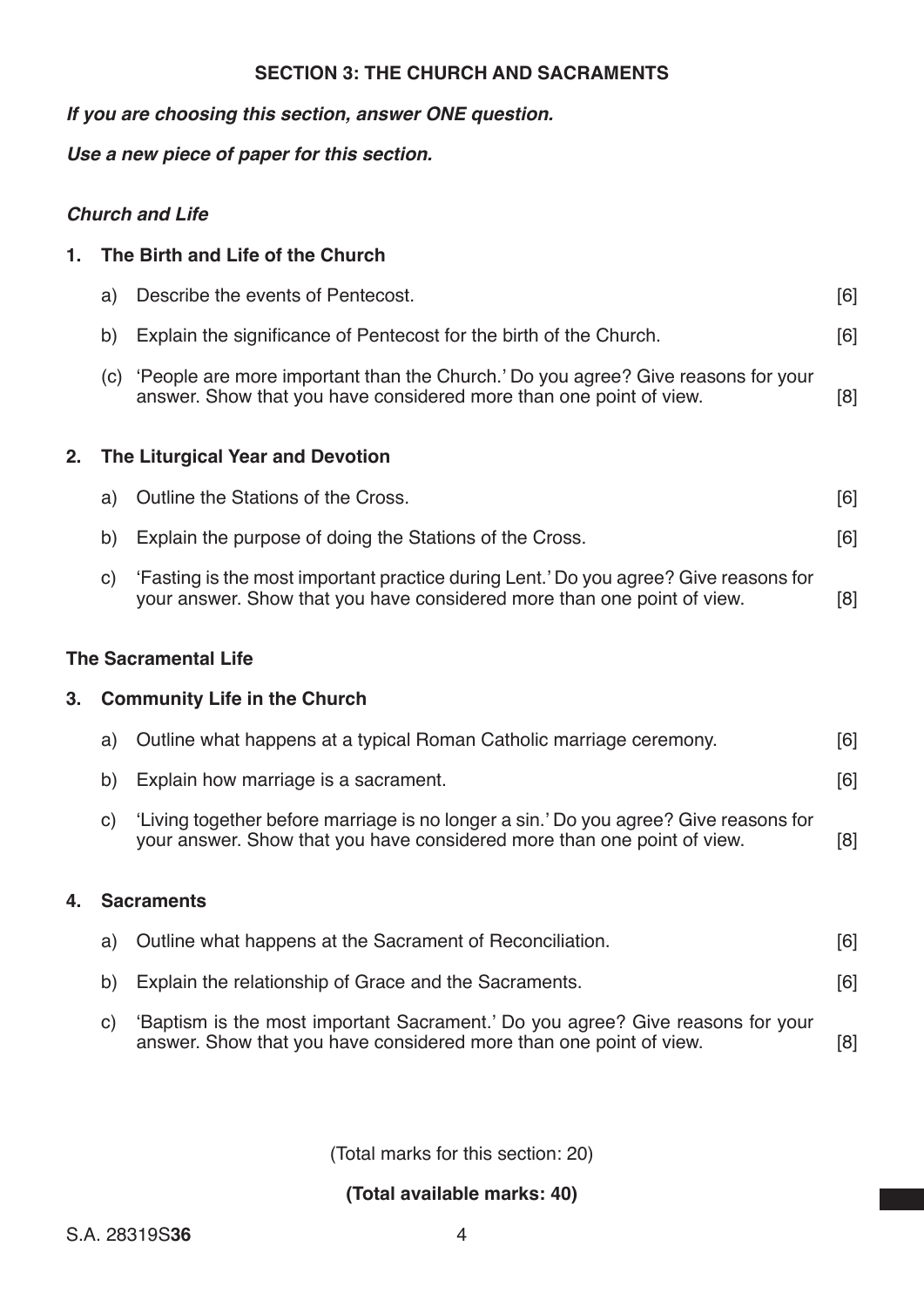## SECTION 3: THE CHURCH AND SACRAMENTS

***If you are choosing this section, answer ONE question.***

***Use a new piece of paper for this section.***

***Church and Life***

**1. The Birth and Life of the Church**

a) Describe the events of Pentecost. [6]

b) Explain the significance of Pentecost for the birth of the Church. [6]

(c) 'People are more important than the Church.' Do you agree? Give reasons for your answer. Show that you have considered more than one point of view. [8]

**2. The Liturgical Year and Devotion**

a) Outline the Stations of the Cross. [6]

b) Explain the purpose of doing the Stations of the Cross. [6]

c) 'Fasting is the most important practice during Lent.' Do you agree? Give reasons for your answer. Show that you have considered more than one point of view. [8]

**The Sacramental Life**

**3. Community Life in the Church**

a) Outline what happens at a typical Roman Catholic marriage ceremony. [6]

b) Explain how marriage is a sacrament. [6]

c) 'Living together before marriage is no longer a sin.' Do you agree? Give reasons for your answer. Show that you have considered more than one point of view. [8]

**4. Sacraments**

a) Outline what happens at the Sacrament of Reconciliation. [6]

b) Explain the relationship of Grace and the Sacraments. [6]

c) 'Baptism is the most important Sacrament.' Do you agree? Give reasons for your answer. Show that you have considered more than one point of view. [8]

(Total marks for this section: 20)

**(Total available marks: 40)**

S.A. 28319S**36**